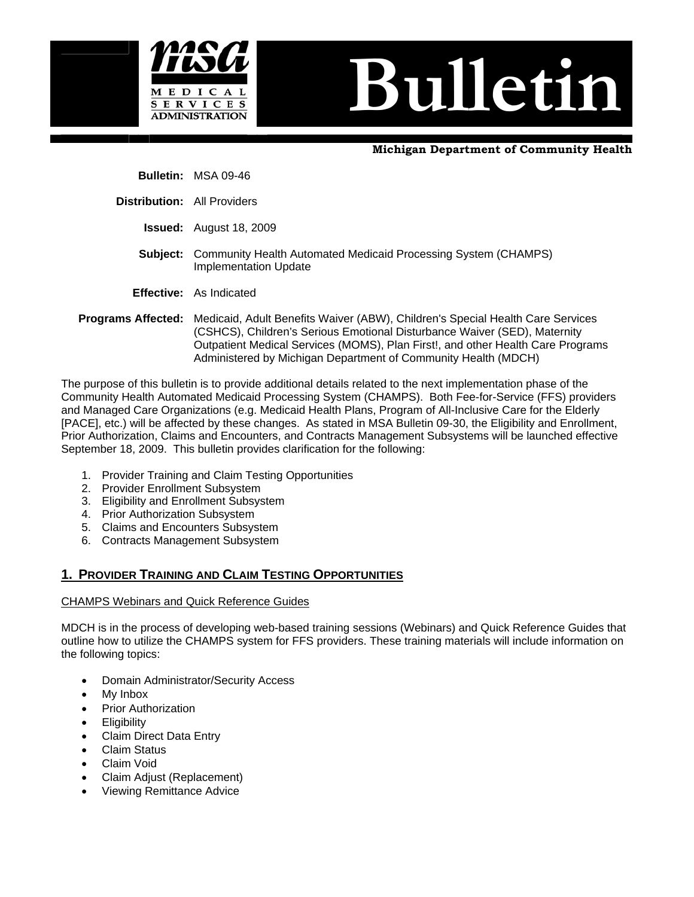**MSA MEDICAL SERVICES ADMINISTRATION**

# Bulletin

**Michigan Department of Community Health**

**Bulletin:** MSA 09-46

**Distribution:** All Providers

**Issued:** August 18, 2009

**Subject:** Community Health Automated Medicaid Processing System (CHAMPS) Implementation Update

**Effective:** As Indicated

**Programs Affected:** Medicaid, Adult Benefits Waiver (ABW), Children's Special Health Care Services (CSHCS), Children's Serious Emotional Disturbance Waiver (SED), Maternity Outpatient Medical Services (MOMS), Plan First!, and other Health Care Programs Administered by Michigan Department of Community Health (MDCH)

The purpose of this bulletin is to provide additional details related to the next implementation phase of the Community Health Automated Medicaid Processing System (CHAMPS). Both Fee-for-Service (FFS) providers and Managed Care Organizations (e.g. Medicaid Health Plans, Program of All-Inclusive Care for the Elderly [PACE], etc.) will be affected by these changes. As stated in MSA Bulletin 09-30, the Eligibility and Enrollment, Prior Authorization, Claims and Encounters, and Contracts Management Subsystems will be launched effective September 18, 2009. This bulletin provides clarification for the following:

1. Provider Training and Claim Testing Opportunities
2. Provider Enrollment Subsystem
3. Eligibility and Enrollment Subsystem
4. Prior Authorization Subsystem
5. Claims and Encounters Subsystem
6. Contracts Management Subsystem

## 1. Provider Training and Claim Testing Opportunities

CHAMPS Webinars and Quick Reference Guides

MDCH is in the process of developing web-based training sessions (Webinars) and Quick Reference Guides that outline how to utilize the CHAMPS system for FFS providers. These training materials will include information on the following topics:

- Domain Administrator/Security Access
- My Inbox
- Prior Authorization
- Eligibility
- Claim Direct Data Entry
- Claim Status
- Claim Void
- Claim Adjust (Replacement)
- Viewing Remittance Advice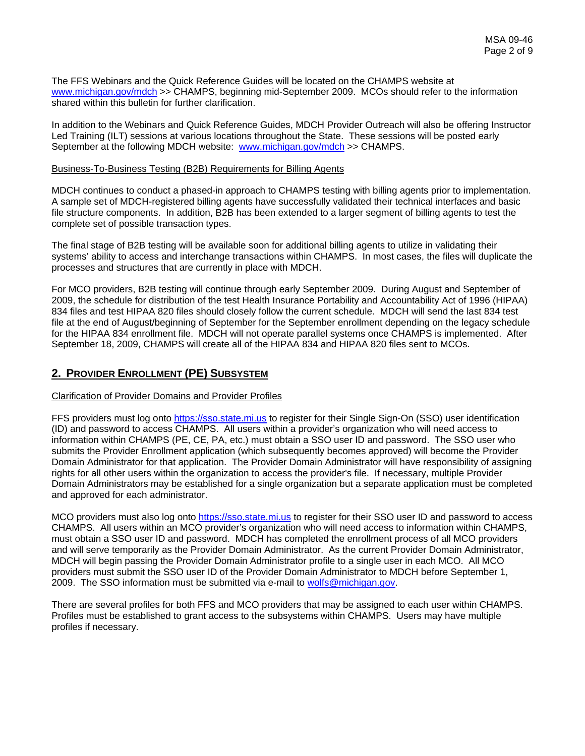The FFS Webinars and the Quick Reference Guides will be located on the CHAMPS website at www.michigan.gov/mdch >> CHAMPS, beginning mid-September 2009. MCOs should refer to the information shared within this bulletin for further clarification.

In addition to the Webinars and Quick Reference Guides, MDCH Provider Outreach will also be offering Instructor Led Training (ILT) sessions at various locations throughout the State. These sessions will be posted early September at the following MDCH website: www.michigan.gov/mdch >> CHAMPS.

Business-To-Business Testing (B2B) Requirements for Billing Agents

MDCH continues to conduct a phased-in approach to CHAMPS testing with billing agents prior to implementation. A sample set of MDCH-registered billing agents have successfully validated their technical interfaces and basic file structure components. In addition, B2B has been extended to a larger segment of billing agents to test the complete set of possible transaction types.

The final stage of B2B testing will be available soon for additional billing agents to utilize in validating their systems' ability to access and interchange transactions within CHAMPS. In most cases, the files will duplicate the processes and structures that are currently in place with MDCH.

For MCO providers, B2B testing will continue through early September 2009. During August and September of 2009, the schedule for distribution of the test Health Insurance Portability and Accountability Act of 1996 (HIPAA) 834 files and test HIPAA 820 files should closely follow the current schedule. MDCH will send the last 834 test file at the end of August/beginning of September for the September enrollment depending on the legacy schedule for the HIPAA 834 enrollment file. MDCH will not operate parallel systems once CHAMPS is implemented. After September 18, 2009, CHAMPS will create all of the HIPAA 834 and HIPAA 820 files sent to MCOs.

## 2. PROVIDER ENROLLMENT (PE) SUBSYSTEM

Clarification of Provider Domains and Provider Profiles

FFS providers must log onto https://sso.state.mi.us to register for their Single Sign-On (SSO) user identification (ID) and password to access CHAMPS. All users within a provider's organization who will need access to information within CHAMPS (PE, CE, PA, etc.) must obtain a SSO user ID and password. The SSO user who submits the Provider Enrollment application (which subsequently becomes approved) will become the Provider Domain Administrator for that application. The Provider Domain Administrator will have responsibility of assigning rights for all other users within the organization to access the provider's file. If necessary, multiple Provider Domain Administrators may be established for a single organization but a separate application must be completed and approved for each administrator.

MCO providers must also log onto https://sso.state.mi.us to register for their SSO user ID and password to access CHAMPS. All users within an MCO provider's organization who will need access to information within CHAMPS, must obtain a SSO user ID and password. MDCH has completed the enrollment process of all MCO providers and will serve temporarily as the Provider Domain Administrator. As the current Provider Domain Administrator, MDCH will begin passing the Provider Domain Administrator profile to a single user in each MCO. All MCO providers must submit the SSO user ID of the Provider Domain Administrator to MDCH before September 1, 2009. The SSO information must be submitted via e-mail to wolfs@michigan.gov.

There are several profiles for both FFS and MCO providers that may be assigned to each user within CHAMPS. Profiles must be established to grant access to the subsystems within CHAMPS. Users may have multiple profiles if necessary.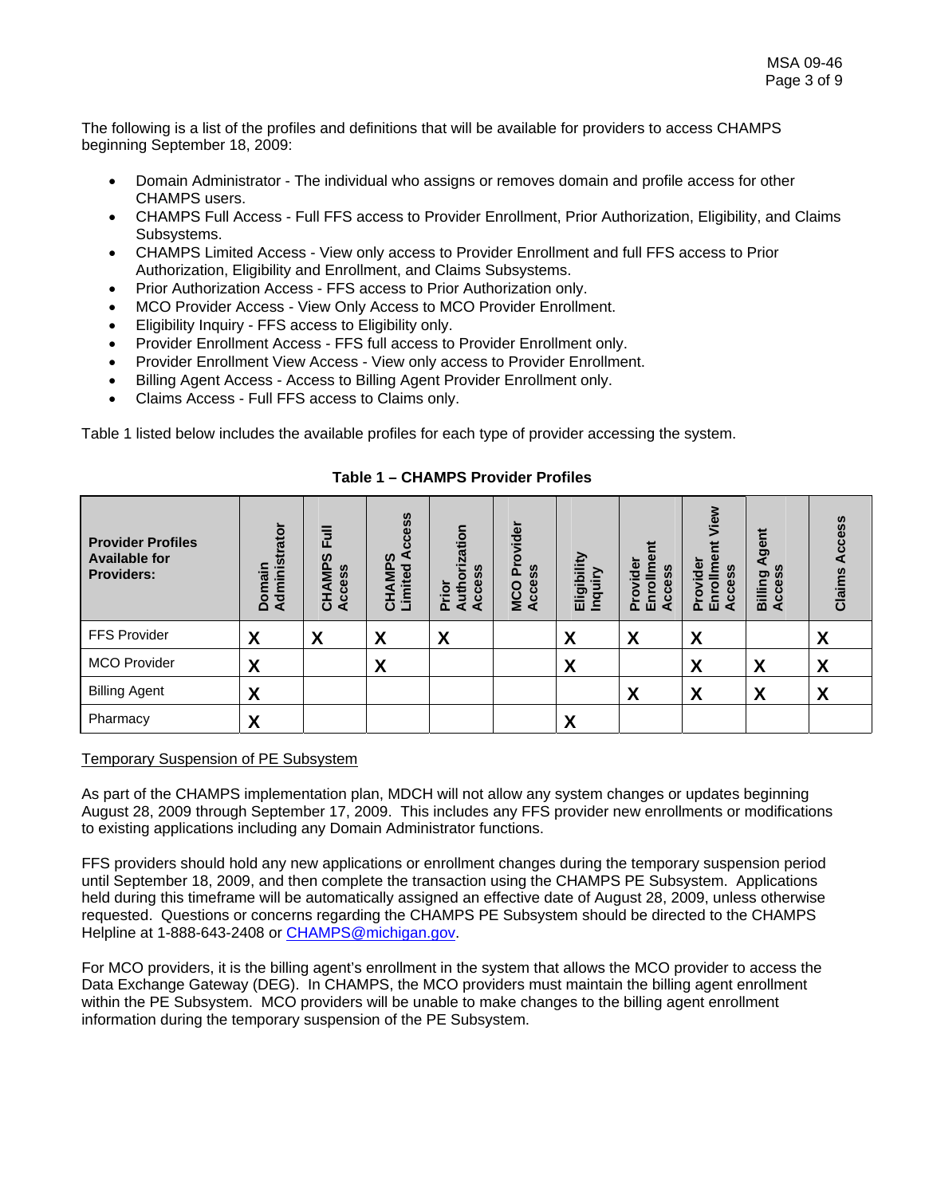The following is a list of the profiles and definitions that will be available for providers to access CHAMPS beginning September 18, 2009:

- Domain Administrator - The individual who assigns or removes domain and profile access for other CHAMPS users.
- CHAMPS Full Access - Full FFS access to Provider Enrollment, Prior Authorization, Eligibility, and Claims Subsystems.
- CHAMPS Limited Access - View only access to Provider Enrollment and full FFS access to Prior Authorization, Eligibility and Enrollment, and Claims Subsystems.
- Prior Authorization Access - FFS access to Prior Authorization only.
- MCO Provider Access - View Only Access to MCO Provider Enrollment.
- Eligibility Inquiry - FFS access to Eligibility only.
- Provider Enrollment Access - FFS full access to Provider Enrollment only.
- Provider Enrollment View Access - View only access to Provider Enrollment.
- Billing Agent Access - Access to Billing Agent Provider Enrollment only.
- Claims Access - Full FFS access to Claims only.

Table 1 listed below includes the available profiles for each type of provider accessing the system.

**Table 1 – CHAMPS Provider Profiles**

| Provider Profiles Available for Providers: | Domain Administrator | CHAMPS Full Access | CHAMPS Limited Access | Prior Authorization Access | MCO Provider Access | Eligibility Inquiry | Provider Enrollment Access | Provider Enrollment View Access | Billing Agent Access | Claims Access |
|---|---|---|---|---|---|---|---|---|---|---|
| FFS Provider | X | X | X | X | | X | X | X | | X |
| MCO Provider | X | | X | | | X | | X | X | X |
| Billing Agent | X | | | | | | X | X | X | X |
| Pharmacy | X | | | | | X | | | | |

Temporary Suspension of PE Subsystem

As part of the CHAMPS implementation plan, MDCH will not allow any system changes or updates beginning August 28, 2009 through September 17, 2009. This includes any FFS provider new enrollments or modifications to existing applications including any Domain Administrator functions.

FFS providers should hold any new applications or enrollment changes during the temporary suspension period until September 18, 2009, and then complete the transaction using the CHAMPS PE Subsystem. Applications held during this timeframe will be automatically assigned an effective date of August 28, 2009, unless otherwise requested. Questions or concerns regarding the CHAMPS PE Subsystem should be directed to the CHAMPS Helpline at 1-888-643-2408 or CHAMPS@michigan.gov.

For MCO providers, it is the billing agent's enrollment in the system that allows the MCO provider to access the Data Exchange Gateway (DEG). In CHAMPS, the MCO providers must maintain the billing agent enrollment within the PE Subsystem. MCO providers will be unable to make changes to the billing agent enrollment information during the temporary suspension of the PE Subsystem.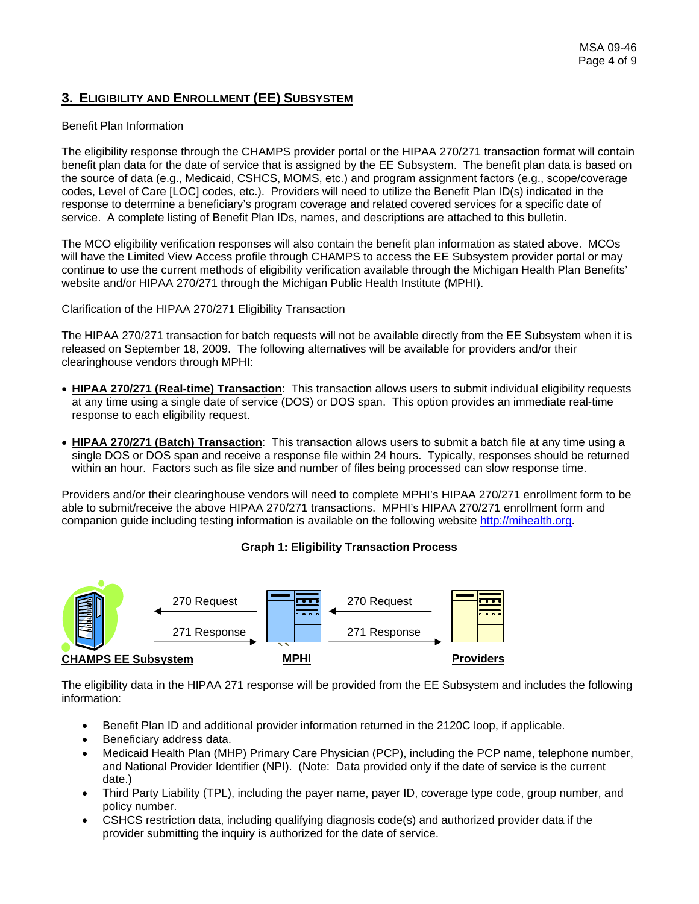## 3. ELIGIBILITY AND ENROLLMENT (EE) SUBSYSTEM

Benefit Plan Information

The eligibility response through the CHAMPS provider portal or the HIPAA 270/271 transaction format will contain benefit plan data for the date of service that is assigned by the EE Subsystem. The benefit plan data is based on the source of data (e.g., Medicaid, CSHCS, MOMS, etc.) and program assignment factors (e.g., scope/coverage codes, Level of Care [LOC] codes, etc.). Providers will need to utilize the Benefit Plan ID(s) indicated in the response to determine a beneficiary's program coverage and related covered services for a specific date of service. A complete listing of Benefit Plan IDs, names, and descriptions are attached to this bulletin.

The MCO eligibility verification responses will also contain the benefit plan information as stated above. MCOs will have the Limited View Access profile through CHAMPS to access the EE Subsystem provider portal or may continue to use the current methods of eligibility verification available through the Michigan Health Plan Benefits' website and/or HIPAA 270/271 through the Michigan Public Health Institute (MPHI).

Clarification of the HIPAA 270/271 Eligibility Transaction

The HIPAA 270/271 transaction for batch requests will not be available directly from the EE Subsystem when it is released on September 18, 2009. The following alternatives will be available for providers and/or their clearinghouse vendors through MPHI:

- **HIPAA 270/271 (Real-time) Transaction**: This transaction allows users to submit individual eligibility requests at any time using a single date of service (DOS) or DOS span. This option provides an immediate real-time response to each eligibility request.

- **HIPAA 270/271 (Batch) Transaction**: This transaction allows users to submit a batch file at any time using a single DOS or DOS span and receive a response file within 24 hours. Typically, responses should be returned within an hour. Factors such as file size and number of files being processed can slow response time.

Providers and/or their clearinghouse vendors will need to complete MPHI's HIPAA 270/271 enrollment form to be able to submit/receive the above HIPAA 270/271 transactions. MPHI's HIPAA 270/271 enrollment form and companion guide including testing information is available on the following website http://mihealth.org.

**Graph 1: Eligibility Transaction Process**

CHAMPS EE Subsystem ← 270 Request ← MPHI ← 270 Request ← Providers

CHAMPS EE Subsystem → 271 Response → MPHI → 271 Response → Providers

The eligibility data in the HIPAA 271 response will be provided from the EE Subsystem and includes the following information:

- Benefit Plan ID and additional provider information returned in the 2120C loop, if applicable.
- Beneficiary address data.
- Medicaid Health Plan (MHP) Primary Care Physician (PCP), including the PCP name, telephone number, and National Provider Identifier (NPI). (Note: Data provided only if the date of service is the current date.)
- Third Party Liability (TPL), including the payer name, payer ID, coverage type code, group number, and policy number.
- CSHCS restriction data, including qualifying diagnosis code(s) and authorized provider data if the provider submitting the inquiry is authorized for the date of service.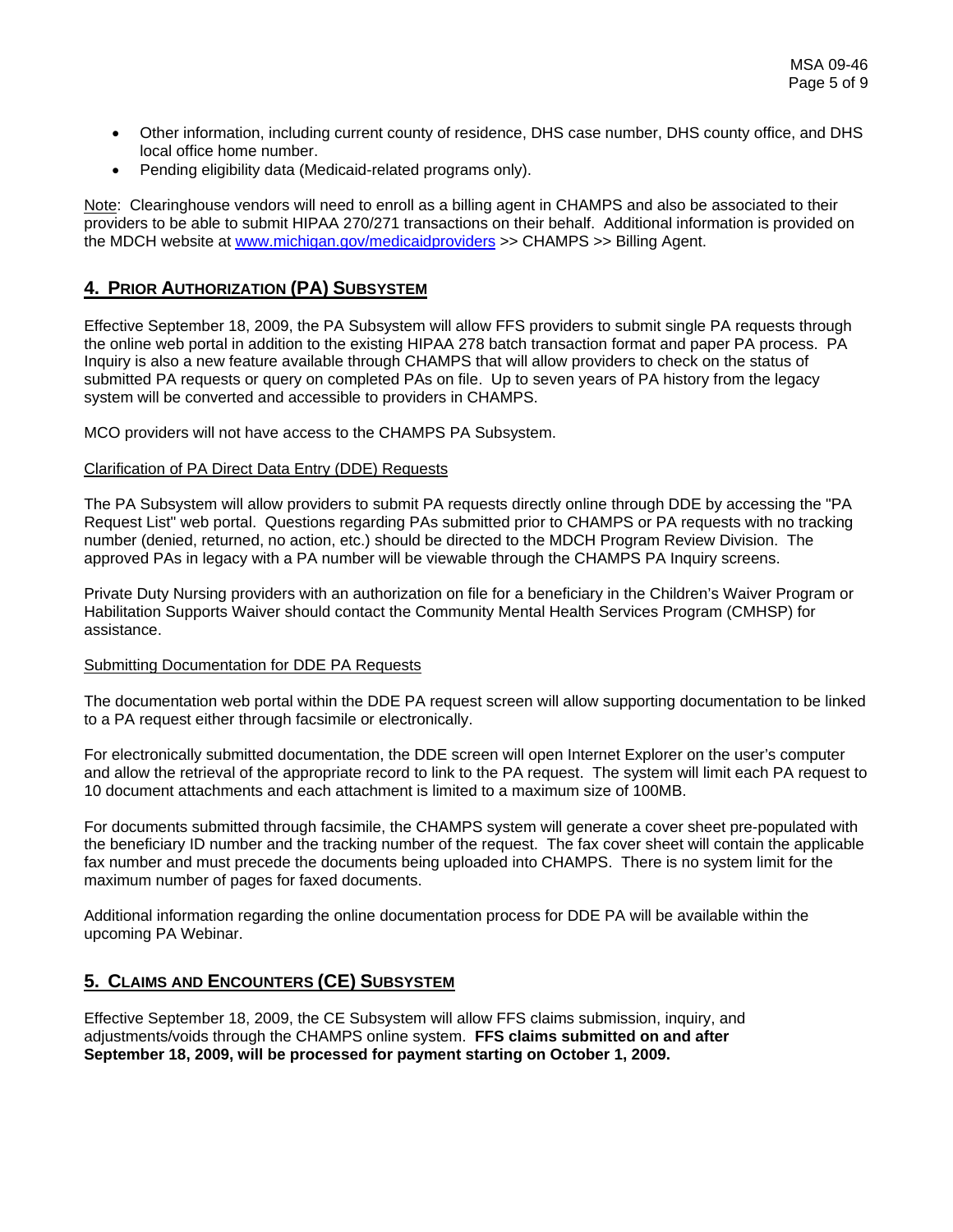- Other information, including current county of residence, DHS case number, DHS county office, and DHS local office home number.
- Pending eligibility data (Medicaid-related programs only).

Note: Clearinghouse vendors will need to enroll as a billing agent in CHAMPS and also be associated to their providers to be able to submit HIPAA 270/271 transactions on their behalf. Additional information is provided on the MDCH website at www.michigan.gov/medicaidproviders >> CHAMPS >> Billing Agent.

## 4. PRIOR AUTHORIZATION (PA) SUBSYSTEM

Effective September 18, 2009, the PA Subsystem will allow FFS providers to submit single PA requests through the online web portal in addition to the existing HIPAA 278 batch transaction format and paper PA process. PA Inquiry is also a new feature available through CHAMPS that will allow providers to check on the status of submitted PA requests or query on completed PAs on file. Up to seven years of PA history from the legacy system will be converted and accessible to providers in CHAMPS.

MCO providers will not have access to the CHAMPS PA Subsystem.

Clarification of PA Direct Data Entry (DDE) Requests

The PA Subsystem will allow providers to submit PA requests directly online through DDE by accessing the "PA Request List" web portal. Questions regarding PAs submitted prior to CHAMPS or PA requests with no tracking number (denied, returned, no action, etc.) should be directed to the MDCH Program Review Division. The approved PAs in legacy with a PA number will be viewable through the CHAMPS PA Inquiry screens.

Private Duty Nursing providers with an authorization on file for a beneficiary in the Children's Waiver Program or Habilitation Supports Waiver should contact the Community Mental Health Services Program (CMHSP) for assistance.

Submitting Documentation for DDE PA Requests

The documentation web portal within the DDE PA request screen will allow supporting documentation to be linked to a PA request either through facsimile or electronically.

For electronically submitted documentation, the DDE screen will open Internet Explorer on the user's computer and allow the retrieval of the appropriate record to link to the PA request. The system will limit each PA request to 10 document attachments and each attachment is limited to a maximum size of 100MB.

For documents submitted through facsimile, the CHAMPS system will generate a cover sheet pre-populated with the beneficiary ID number and the tracking number of the request. The fax cover sheet will contain the applicable fax number and must precede the documents being uploaded into CHAMPS. There is no system limit for the maximum number of pages for faxed documents.

Additional information regarding the online documentation process for DDE PA will be available within the upcoming PA Webinar.

## 5. CLAIMS AND ENCOUNTERS (CE) SUBSYSTEM

Effective September 18, 2009, the CE Subsystem will allow FFS claims submission, inquiry, and adjustments/voids through the CHAMPS online system. **FFS claims submitted on and after September 18, 2009, will be processed for payment starting on October 1, 2009.**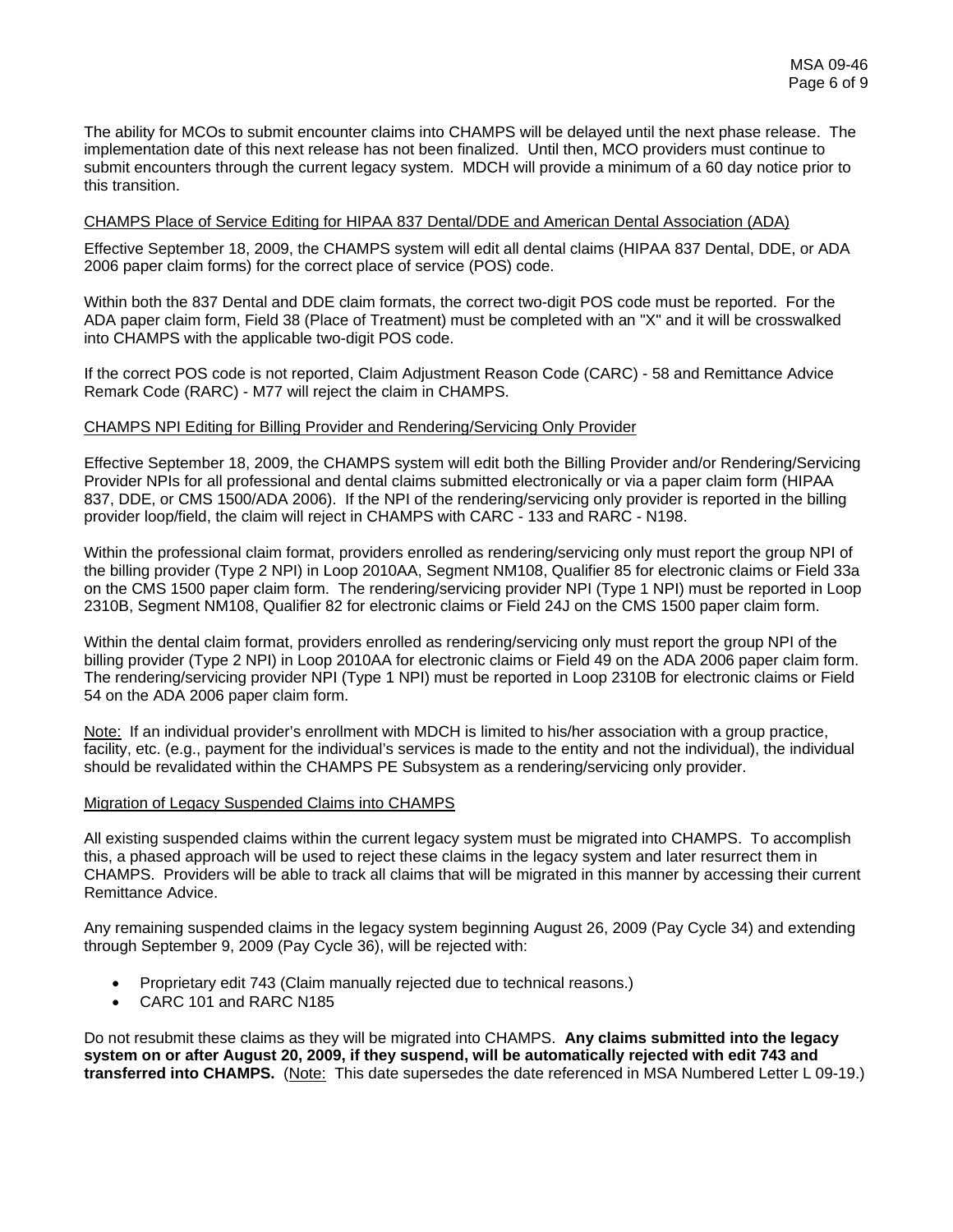The ability for MCOs to submit encounter claims into CHAMPS will be delayed until the next phase release. The implementation date of this next release has not been finalized. Until then, MCO providers must continue to submit encounters through the current legacy system. MDCH will provide a minimum of a 60 day notice prior to this transition.

<u>CHAMPS Place of Service Editing for HIPAA 837 Dental/DDE and American Dental Association (ADA)</u>

Effective September 18, 2009, the CHAMPS system will edit all dental claims (HIPAA 837 Dental, DDE, or ADA 2006 paper claim forms) for the correct place of service (POS) code.

Within both the 837 Dental and DDE claim formats, the correct two-digit POS code must be reported. For the ADA paper claim form, Field 38 (Place of Treatment) must be completed with an "X" and it will be crosswalked into CHAMPS with the applicable two-digit POS code.

If the correct POS code is not reported, Claim Adjustment Reason Code (CARC) - 58 and Remittance Advice Remark Code (RARC) - M77 will reject the claim in CHAMPS.

<u>CHAMPS NPI Editing for Billing Provider and Rendering/Servicing Only Provider</u>

Effective September 18, 2009, the CHAMPS system will edit both the Billing Provider and/or Rendering/Servicing Provider NPIs for all professional and dental claims submitted electronically or via a paper claim form (HIPAA 837, DDE, or CMS 1500/ADA 2006). If the NPI of the rendering/servicing only provider is reported in the billing provider loop/field, the claim will reject in CHAMPS with CARC - 133 and RARC - N198.

Within the professional claim format, providers enrolled as rendering/servicing only must report the group NPI of the billing provider (Type 2 NPI) in Loop 2010AA, Segment NM108, Qualifier 85 for electronic claims or Field 33a on the CMS 1500 paper claim form. The rendering/servicing provider NPI (Type 1 NPI) must be reported in Loop 2310B, Segment NM108, Qualifier 82 for electronic claims or Field 24J on the CMS 1500 paper claim form.

Within the dental claim format, providers enrolled as rendering/servicing only must report the group NPI of the billing provider (Type 2 NPI) in Loop 2010AA for electronic claims or Field 49 on the ADA 2006 paper claim form. The rendering/servicing provider NPI (Type 1 NPI) must be reported in Loop 2310B for electronic claims or Field 54 on the ADA 2006 paper claim form.

<u>Note:</u> If an individual provider's enrollment with MDCH is limited to his/her association with a group practice, facility, etc. (e.g., payment for the individual's services is made to the entity and not the individual), the individual should be revalidated within the CHAMPS PE Subsystem as a rendering/servicing only provider.

<u>Migration of Legacy Suspended Claims into CHAMPS</u>

All existing suspended claims within the current legacy system must be migrated into CHAMPS. To accomplish this, a phased approach will be used to reject these claims in the legacy system and later resurrect them in CHAMPS. Providers will be able to track all claims that will be migrated in this manner by accessing their current Remittance Advice.

Any remaining suspended claims in the legacy system beginning August 26, 2009 (Pay Cycle 34) and extending through September 9, 2009 (Pay Cycle 36), will be rejected with:

- Proprietary edit 743 (Claim manually rejected due to technical reasons.)
- CARC 101 and RARC N185

Do not resubmit these claims as they will be migrated into CHAMPS. **Any claims submitted into the legacy system on or after August 20, 2009, if they suspend, will be automatically rejected with edit 743 and transferred into CHAMPS.** (<u>Note:</u> This date supersedes the date referenced in MSA Numbered Letter L 09-19.)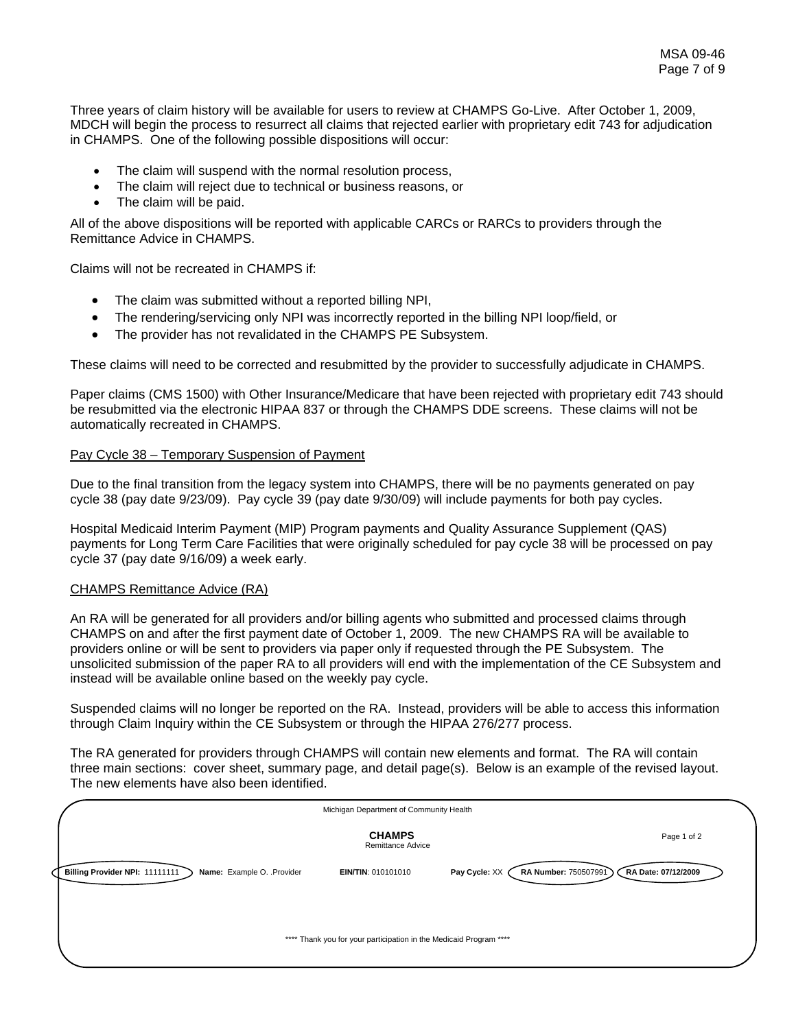Three years of claim history will be available for users to review at CHAMPS Go-Live. After October 1, 2009, MDCH will begin the process to resurrect all claims that rejected earlier with proprietary edit 743 for adjudication in CHAMPS. One of the following possible dispositions will occur:

- The claim will suspend with the normal resolution process,
- The claim will reject due to technical or business reasons, or
- The claim will be paid.

All of the above dispositions will be reported with applicable CARCs or RARCs to providers through the Remittance Advice in CHAMPS.

Claims will not be recreated in CHAMPS if:

- The claim was submitted without a reported billing NPI,
- The rendering/servicing only NPI was incorrectly reported in the billing NPI loop/field, or
- The provider has not revalidated in the CHAMPS PE Subsystem.

These claims will need to be corrected and resubmitted by the provider to successfully adjudicate in CHAMPS.

Paper claims (CMS 1500) with Other Insurance/Medicare that have been rejected with proprietary edit 743 should be resubmitted via the electronic HIPAA 837 or through the CHAMPS DDE screens. These claims will not be automatically recreated in CHAMPS.

<u>Pay Cycle 38 – Temporary Suspension of Payment</u>

Due to the final transition from the legacy system into CHAMPS, there will be no payments generated on pay cycle 38 (pay date 9/23/09). Pay cycle 39 (pay date 9/30/09) will include payments for both pay cycles.

Hospital Medicaid Interim Payment (MIP) Program payments and Quality Assurance Supplement (QAS) payments for Long Term Care Facilities that were originally scheduled for pay cycle 38 will be processed on pay cycle 37 (pay date 9/16/09) a week early.

<u>CHAMPS Remittance Advice (RA)</u>

An RA will be generated for all providers and/or billing agents who submitted and processed claims through CHAMPS on and after the first payment date of October 1, 2009. The new CHAMPS RA will be available to providers online or will be sent to providers via paper only if requested through the PE Subsystem. The unsolicited submission of the paper RA to all providers will end with the implementation of the CE Subsystem and instead will be available online based on the weekly pay cycle.

Suspended claims will no longer be reported on the RA. Instead, providers will be able to access this information through Claim Inquiry within the CE Subsystem or through the HIPAA 276/277 process.

The RA generated for providers through CHAMPS will contain new elements and format. The RA will contain three main sections: cover sheet, summary page, and detail page(s). Below is an example of the revised layout. The new elements have also been identified.

Michigan Department of Community Health

**CHAMPS**
Remittance Advice

Page 1 of 2

**Billing Provider NPI:** 11111111 **Name:** Example O. .Provider **EIN/TIN**: 010101010 **Pay Cycle:** XX **RA Number:** 750507991 **RA Date: 07/12/2009**

\*\*\*\* Thank you for your participation in the Medicaid Program \*\*\*\*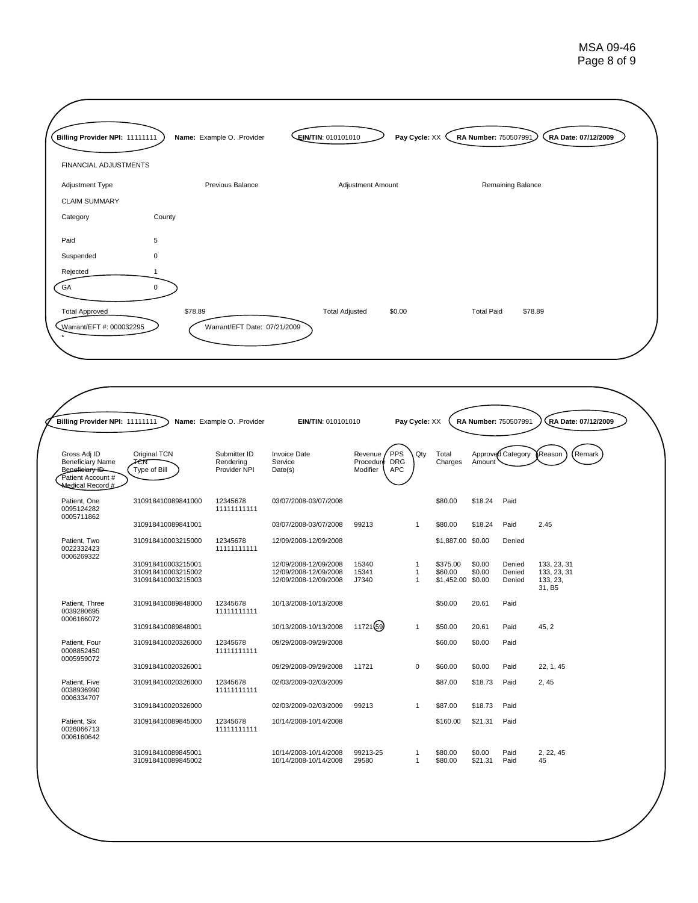**Billing Provider NPI:** 11111111 **Name:** Example O. .Provider **EIN/TIN**: 010101010 **Pay Cycle:** XX **RA Number:** 750507991 **RA Date: 07/12/2009**

FINANCIAL ADJUSTMENTS

| Adjustment Type | Previous Balance | Adjustment Amount | Remaining Balance |
|---|---|---|---|

CLAIM SUMMARY

| Category | County |
|---|---|
| Paid | 5 |
| Suspended | 0 |
| Rejected | 1 |
| GA | 0 |

Total Approved $78.89 Total Adjusted $0.00 Total Paid $78.89

Warrant/EFT #: 000032295 Warrant/EFT Date: 07/21/2009

*

**Billing Provider NPI:** 11111111 **Name:** Example O. .Provider **EIN/TIN**: 010101010 **Pay Cycle:** XX **RA Number:** 750507991 **RA Date: 07/12/2009**

| Gross Adj ID<br>Beneficiary Name<br>~~Beneficiary ID~~<br>Patient Account #<br>Medical Record # | Original TCN<br>~~TCN~~<br>Type of Bill | Submitter ID<br>Rendering<br>Provider NPI | Invoice Date<br>Service<br>Date(s) | Revenue<br>Procedure<br>Modifier | PPS<br>DRG<br>APC | Qty | Total<br>Charges | Approved<br>Amount | Category | Reason | Remark |
|---|---|---|---|---|---|---|---|---|---|---|---|
| Patient, One<br>0095124282<br>0005711862 | 310918410089841000 | 12345678<br>11111111111 | 03/07/2008-03/07/2008 | | | | $80.00 | $18.24 | Paid | | |
| | 310918410089841001 | | 03/07/2008-03/07/2008 | 99213 | | 1 | $80.00 | $18.24 | Paid | 2.45 | |
| Patient, Two<br>0022332423<br>0006269322 | 310918410003215000 | 12345678<br>11111111111 | 12/09/2008-12/09/2008 | | | | $1,887.00 | $0.00 | Denied | | |
| | 310918410003215001 | | 12/09/2008-12/09/2008 | 15340 | | 1 | $375.00 | $0.00 | Denied | 133, 23, 31 | |
| | 310918410003215002 | | 12/09/2008-12/09/2008 | 15341 | | 1 | $60.00 | $0.00 | Denied | 133, 23, 31 | |
| | 310918410003215003 | | 12/09/2008-12/09/2008 | J7340 | | 1 | $1,452.00 | $0.00 | Denied | 133, 23, 31, B5 | |
| Patient, Three<br>0039280695<br>0006166072 | 310918410089848000 | 12345678<br>11111111111 | 10/13/2008-10/13/2008 | | | | $50.00 | 20.61 | Paid | | |
| | 310918410089848001 | | 10/13/2008-10/13/2008 | 11721 59 | | 1 | $50.00 | 20.61 | Paid | 45, 2 | |
| Patient, Four<br>0008852450<br>0005959072 | 310918410020326000 | 12345678<br>11111111111 | 09/29/2008-09/29/2008 | | | | $60.00 | $0.00 | Paid | | |
| | 310918410020326001 | | 09/29/2008-09/29/2008 | 11721 | | 0 | $60.00 | $0.00 | Paid | 22, 1, 45 | |
| Patient, Five<br>0038936990<br>0006334707 | 310918410020326000 | 12345678<br>11111111111 | 02/03/2009-02/03/2009 | | | | $87.00 | $18.73 | Paid | 2, 45 | |
| | 310918410020326000 | | 02/03/2009-02/03/2009 | 99213 | | 1 | $87.00 | $18.73 | Paid | | |
| Patient, Six<br>0026066713<br>0006160642 | 310918410089845000 | 12345678<br>11111111111 | 10/14/2008-10/14/2008 | | | | $160.00 | $21.31 | Paid | | |
| | 310918410089845001 | | 10/14/2008-10/14/2008 | 99213-25 | | 1 | $80.00 | $0.00 | Paid | 2, 22, 45 | |
| | 310918410089845002 | | 10/14/2008-10/14/2008 | 29580 | | 1 | $80.00 | $21.31 | Paid | 45 | |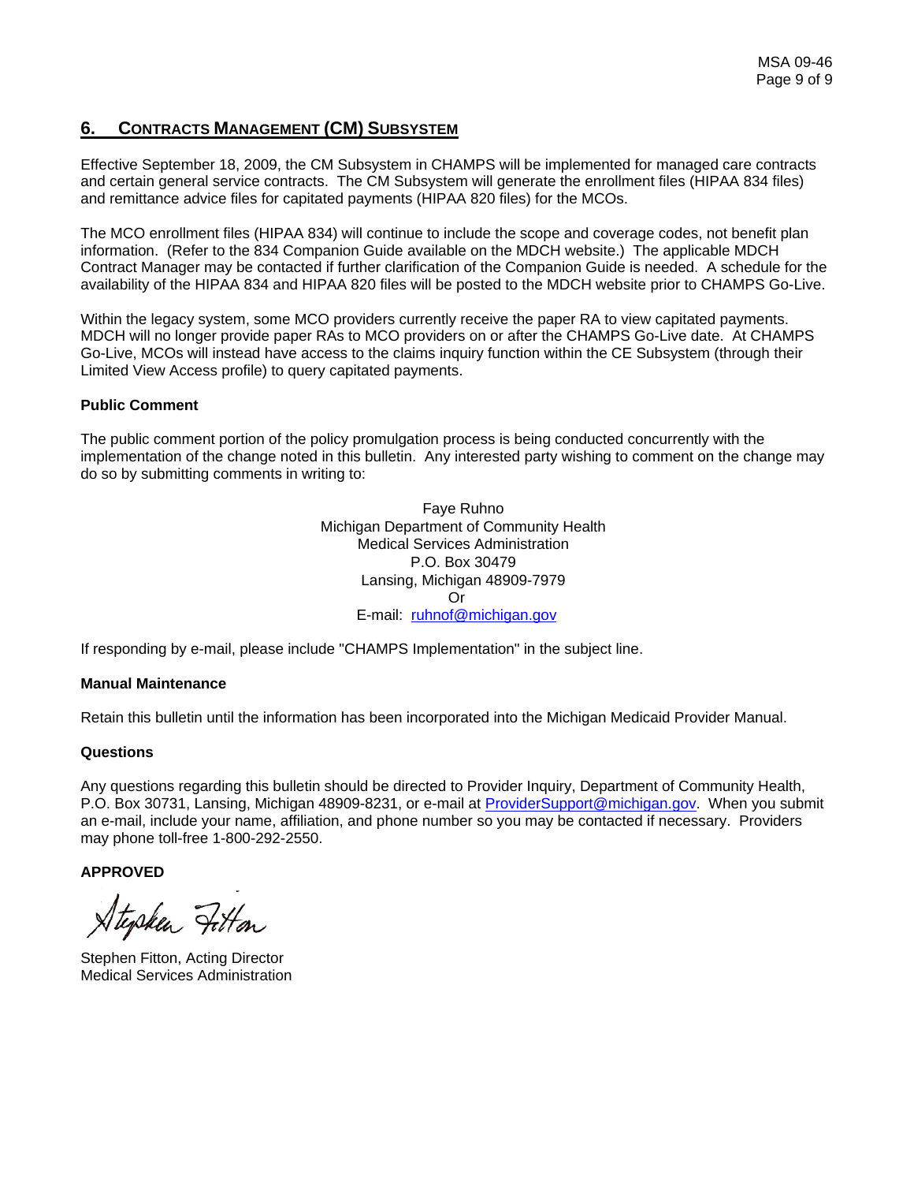## 6. Contracts Management (CM) Subsystem

Effective September 18, 2009, the CM Subsystem in CHAMPS will be implemented for managed care contracts and certain general service contracts. The CM Subsystem will generate the enrollment files (HIPAA 834 files) and remittance advice files for capitated payments (HIPAA 820 files) for the MCOs.

The MCO enrollment files (HIPAA 834) will continue to include the scope and coverage codes, not benefit plan information. (Refer to the 834 Companion Guide available on the MDCH website.) The applicable MDCH Contract Manager may be contacted if further clarification of the Companion Guide is needed. A schedule for the availability of the HIPAA 834 and HIPAA 820 files will be posted to the MDCH website prior to CHAMPS Go-Live.

Within the legacy system, some MCO providers currently receive the paper RA to view capitated payments. MDCH will no longer provide paper RAs to MCO providers on or after the CHAMPS Go-Live date. At CHAMPS Go-Live, MCOs will instead have access to the claims inquiry function within the CE Subsystem (through their Limited View Access profile) to query capitated payments.

**Public Comment**

The public comment portion of the policy promulgation process is being conducted concurrently with the implementation of the change noted in this bulletin. Any interested party wishing to comment on the change may do so by submitting comments in writing to:

Faye Ruhno
Michigan Department of Community Health
Medical Services Administration
P.O. Box 30479
Lansing, Michigan 48909-7979
Or
E-mail: ruhnof@michigan.gov

If responding by e-mail, please include "CHAMPS Implementation" in the subject line.

**Manual Maintenance**

Retain this bulletin until the information has been incorporated into the Michigan Medicaid Provider Manual.

**Questions**

Any questions regarding this bulletin should be directed to Provider Inquiry, Department of Community Health, P.O. Box 30731, Lansing, Michigan 48909-8231, or e-mail at ProviderSupport@michigan.gov. When you submit an e-mail, include your name, affiliation, and phone number so you may be contacted if necessary. Providers may phone toll-free 1-800-292-2550.

**APPROVED**

Stephen Fitton, Acting Director
Medical Services Administration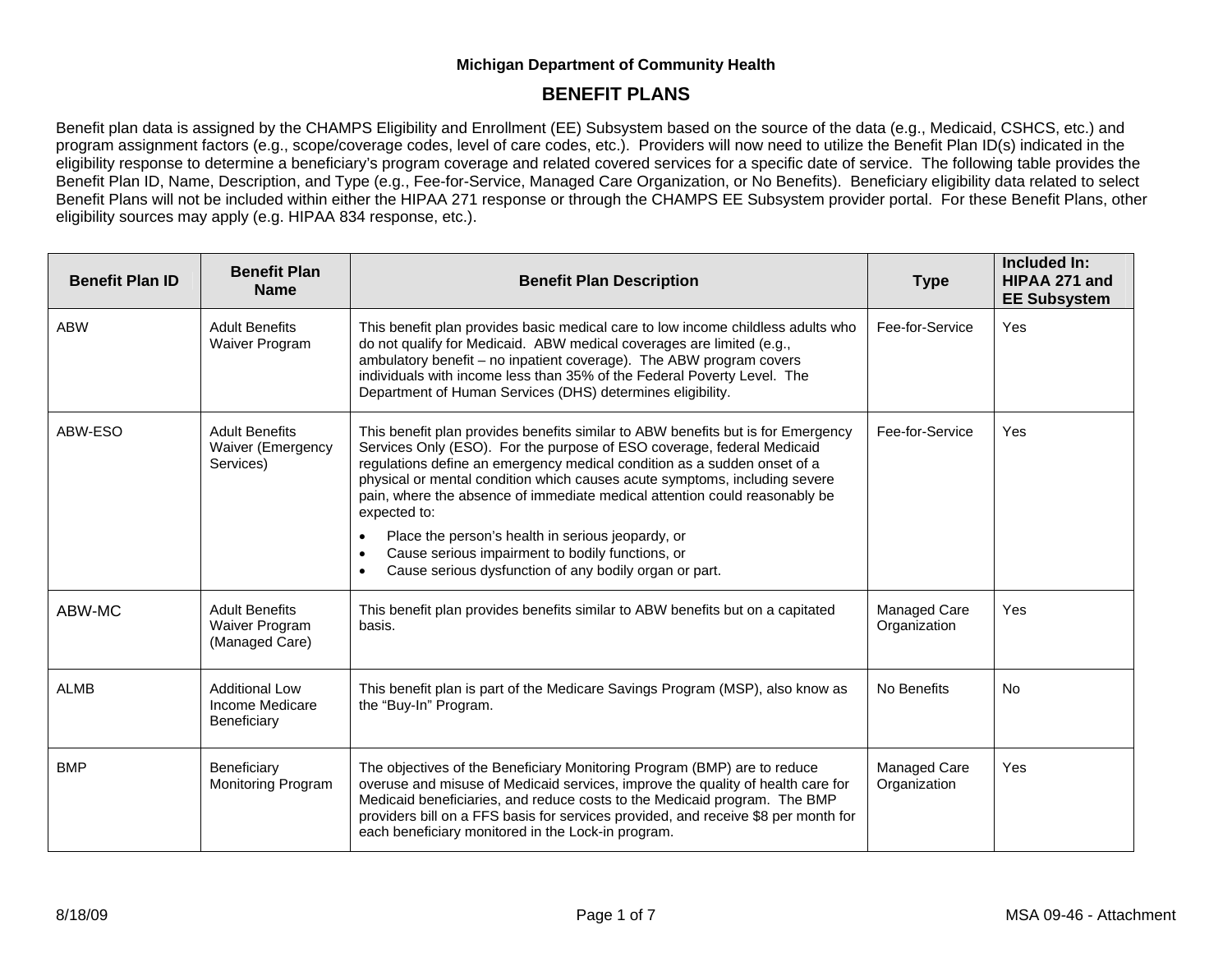**Michigan Department of Community Health**

# BENEFIT PLANS

Benefit plan data is assigned by the CHAMPS Eligibility and Enrollment (EE) Subsystem based on the source of the data (e.g., Medicaid, CSHCS, etc.) and program assignment factors (e.g., scope/coverage codes, level of care codes, etc.). Providers will now need to utilize the Benefit Plan ID(s) indicated in the eligibility response to determine a beneficiary's program coverage and related covered services for a specific date of service. The following table provides the Benefit Plan ID, Name, Description, and Type (e.g., Fee-for-Service, Managed Care Organization, or No Benefits). Beneficiary eligibility data related to select Benefit Plans will not be included within either the HIPAA 271 response or through the CHAMPS EE Subsystem provider portal. For these Benefit Plans, other eligibility sources may apply (e.g. HIPAA 834 response, etc.).

| Benefit Plan ID | Benefit Plan Name | Benefit Plan Description | Type | Included In: HIPAA 271 and EE Subsystem |
|---|---|---|---|---|
| ABW | Adult Benefits Waiver Program | This benefit plan provides basic medical care to low income childless adults who do not qualify for Medicaid. ABW medical coverages are limited (e.g., ambulatory benefit – no inpatient coverage). The ABW program covers individuals with income less than 35% of the Federal Poverty Level. The Department of Human Services (DHS) determines eligibility. | Fee-for-Service | Yes |
| ABW-ESO | Adult Benefits Waiver (Emergency Services) | This benefit plan provides benefits similar to ABW benefits but is for Emergency Services Only (ESO). For the purpose of ESO coverage, federal Medicaid regulations define an emergency medical condition as a sudden onset of a physical or mental condition which causes acute symptoms, including severe pain, where the absence of immediate medical attention could reasonably be expected to: <br>• Place the person's health in serious jeopardy, or <br>• Cause serious impairment to bodily functions, or <br>• Cause serious dysfunction of any bodily organ or part. | Fee-for-Service | Yes |
| ABW-MC | Adult Benefits Waiver Program (Managed Care) | This benefit plan provides benefits similar to ABW benefits but on a capitated basis. | Managed Care Organization | Yes |
| ALMB | Additional Low Income Medicare Beneficiary | This benefit plan is part of the Medicare Savings Program (MSP), also know as the "Buy-In" Program. | No Benefits | No |
| BMP | Beneficiary Monitoring Program | The objectives of the Beneficiary Monitoring Program (BMP) are to reduce overuse and misuse of Medicaid services, improve the quality of health care for Medicaid beneficiaries, and reduce costs to the Medicaid program. The BMP providers bill on a FFS basis for services provided, and receive $8 per month for each beneficiary monitored in the Lock-in program. | Managed Care Organization | Yes |

8/18/09 MSA 09-46 - Attachment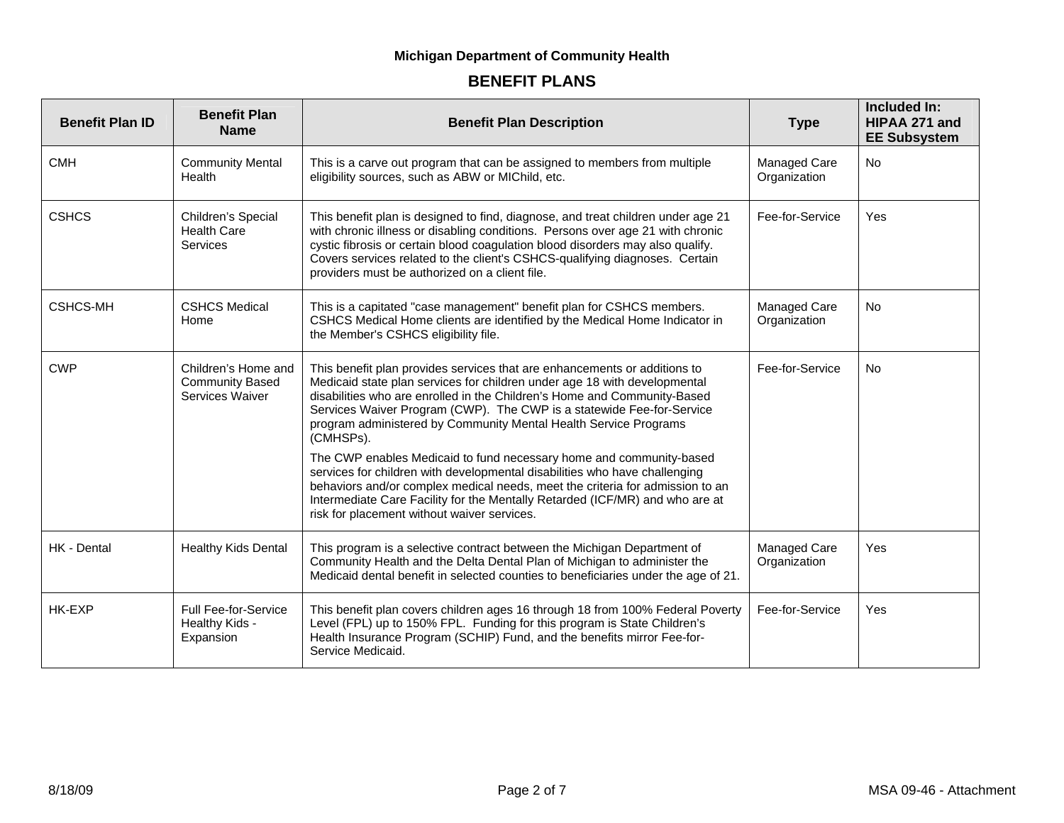Michigan Department of Community Health

## BENEFIT PLANS

| Benefit Plan ID | Benefit Plan Name | Benefit Plan Description | Type | Included In: HIPAA 271 and EE Subsystem |
|---|---|---|---|---|
| CMH | Community Mental Health | This is a carve out program that can be assigned to members from multiple eligibility sources, such as ABW or MIChild, etc. | Managed Care Organization | No |
| CSHCS | Children's Special Health Care Services | This benefit plan is designed to find, diagnose, and treat children under age 21 with chronic illness or disabling conditions. Persons over age 21 with chronic cystic fibrosis or certain blood coagulation blood disorders may also qualify. Covers services related to the client's CSHCS-qualifying diagnoses. Certain providers must be authorized on a client file. | Fee-for-Service | Yes |
| CSHCS-MH | CSHCS Medical Home | This is a capitated "case management" benefit plan for CSHCS members. CSHCS Medical Home clients are identified by the Medical Home Indicator in the Member's CSHCS eligibility file. | Managed Care Organization | No |
| CWP | Children's Home and Community Based Services Waiver | This benefit plan provides services that are enhancements or additions to Medicaid state plan services for children under age 18 with developmental disabilities who are enrolled in the Children's Home and Community-Based Services Waiver Program (CWP). The CWP is a statewide Fee-for-Service program administered by Community Mental Health Service Programs (CMHSPs).<br><br>The CWP enables Medicaid to fund necessary home and community-based services for children with developmental disabilities who have challenging behaviors and/or complex medical needs, meet the criteria for admission to an Intermediate Care Facility for the Mentally Retarded (ICF/MR) and who are at risk for placement without waiver services. | Fee-for-Service | No |
| HK - Dental | Healthy Kids Dental | This program is a selective contract between the Michigan Department of Community Health and the Delta Dental Plan of Michigan to administer the Medicaid dental benefit in selected counties to beneficiaries under the age of 21. | Managed Care Organization | Yes |
| HK-EXP | Full Fee-for-Service Healthy Kids - Expansion | This benefit plan covers children ages 16 through 18 from 100% Federal Poverty Level (FPL) up to 150% FPL. Funding for this program is State Children's Health Insurance Program (SCHIP) Fund, and the benefits mirror Fee-for-Service Medicaid. | Fee-for-Service | Yes |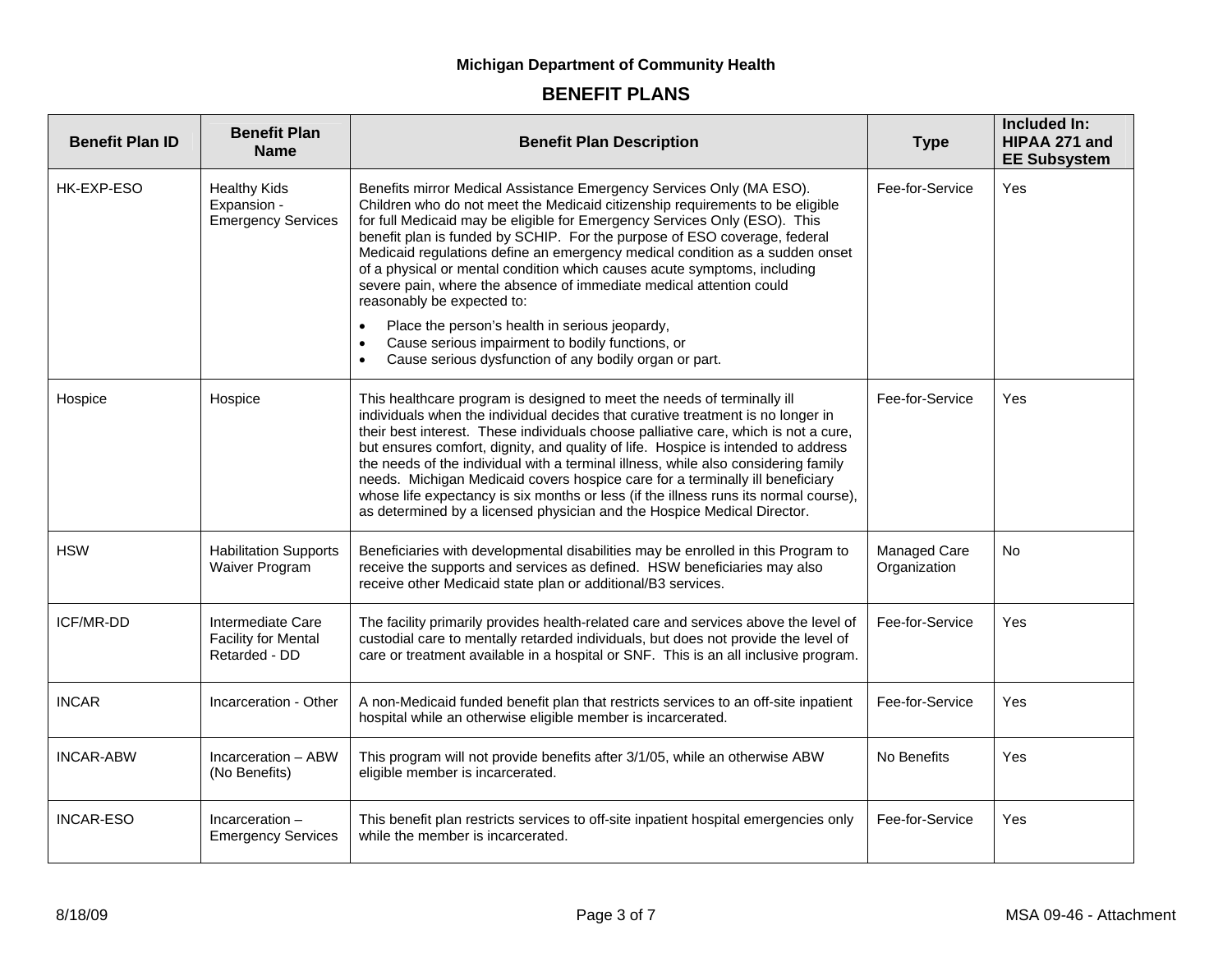Michigan Department of Community Health

## BENEFIT PLANS

| Benefit Plan ID | Benefit Plan Name | Benefit Plan Description | Type | Included In: HIPAA 271 and EE Subsystem |
|---|---|---|---|---|
| HK-EXP-ESO | Healthy Kids Expansion - Emergency Services | Benefits mirror Medical Assistance Emergency Services Only (MA ESO). Children who do not meet the Medicaid citizenship requirements to be eligible for full Medicaid may be eligible for Emergency Services Only (ESO). This benefit plan is funded by SCHIP. For the purpose of ESO coverage, federal Medicaid regulations define an emergency medical condition as a sudden onset of a physical or mental condition which causes acute symptoms, including severe pain, where the absence of immediate medical attention could reasonably be expected to:<br>• Place the person's health in serious jeopardy,<br>• Cause serious impairment to bodily functions, or<br>• Cause serious dysfunction of any bodily organ or part. | Fee-for-Service | Yes |
| Hospice | Hospice | This healthcare program is designed to meet the needs of terminally ill individuals when the individual decides that curative treatment is no longer in their best interest. These individuals choose palliative care, which is not a cure, but ensures comfort, dignity, and quality of life. Hospice is intended to address the needs of the individual with a terminal illness, while also considering family needs. Michigan Medicaid covers hospice care for a terminally ill beneficiary whose life expectancy is six months or less (if the illness runs its normal course), as determined by a licensed physician and the Hospice Medical Director. | Fee-for-Service | Yes |
| HSW | Habilitation Supports Waiver Program | Beneficiaries with developmental disabilities may be enrolled in this Program to receive the supports and services as defined. HSW beneficiaries may also receive other Medicaid state plan or additional/B3 services. | Managed Care Organization | No |
| ICF/MR-DD | Intermediate Care Facility for Mental Retarded - DD | The facility primarily provides health-related care and services above the level of custodial care to mentally retarded individuals, but does not provide the level of care or treatment available in a hospital or SNF. This is an all inclusive program. | Fee-for-Service | Yes |
| INCAR | Incarceration - Other | A non-Medicaid funded benefit plan that restricts services to an off-site inpatient hospital while an otherwise eligible member is incarcerated. | Fee-for-Service | Yes |
| INCAR-ABW | Incarceration – ABW (No Benefits) | This program will not provide benefits after 3/1/05, while an otherwise ABW eligible member is incarcerated. | No Benefits | Yes |
| INCAR-ESO | Incarceration – Emergency Services | This benefit plan restricts services to off-site inpatient hospital emergencies only while the member is incarcerated. | Fee-for-Service | Yes |

8/18/09 MSA 09-46 - Attachment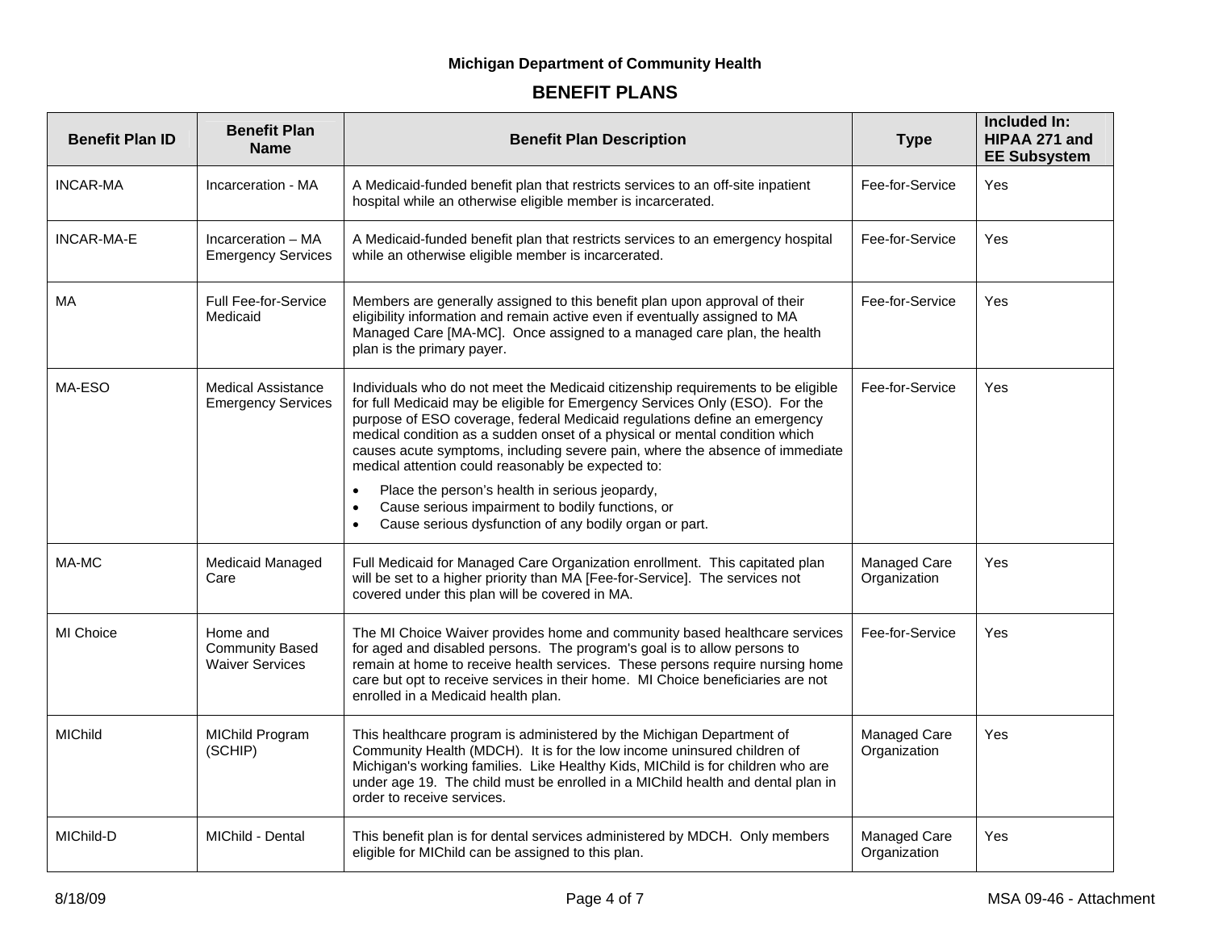**Michigan Department of Community Health**

## BENEFIT PLANS

| Benefit Plan ID | Benefit Plan Name | Benefit Plan Description | Type | Included In: HIPAA 271 and EE Subsystem |
|---|---|---|---|---|
| INCAR-MA | Incarceration - MA | A Medicaid-funded benefit plan that restricts services to an off-site inpatient hospital while an otherwise eligible member is incarcerated. | Fee-for-Service | Yes |
| INCAR-MA-E | Incarceration – MA Emergency Services | A Medicaid-funded benefit plan that restricts services to an emergency hospital while an otherwise eligible member is incarcerated. | Fee-for-Service | Yes |
| MA | Full Fee-for-Service Medicaid | Members are generally assigned to this benefit plan upon approval of their eligibility information and remain active even if eventually assigned to MA Managed Care [MA-MC]. Once assigned to a managed care plan, the health plan is the primary payer. | Fee-for-Service | Yes |
| MA-ESO | Medical Assistance Emergency Services | Individuals who do not meet the Medicaid citizenship requirements to be eligible for full Medicaid may be eligible for Emergency Services Only (ESO). For the purpose of ESO coverage, federal Medicaid regulations define an emergency medical condition as a sudden onset of a physical or mental condition which causes acute symptoms, including severe pain, where the absence of immediate medical attention could reasonably be expected to:<br>• Place the person's health in serious jeopardy,<br>• Cause serious impairment to bodily functions, or<br>• Cause serious dysfunction of any bodily organ or part. | Fee-for-Service | Yes |
| MA-MC | Medicaid Managed Care | Full Medicaid for Managed Care Organization enrollment. This capitated plan will be set to a higher priority than MA [Fee-for-Service]. The services not covered under this plan will be covered in MA. | Managed Care Organization | Yes |
| MI Choice | Home and Community Based Waiver Services | The MI Choice Waiver provides home and community based healthcare services for aged and disabled persons. The program's goal is to allow persons to remain at home to receive health services. These persons require nursing home care but opt to receive services in their home. MI Choice beneficiaries are not enrolled in a Medicaid health plan. | Fee-for-Service | Yes |
| MIChild | MIChild Program (SCHIP) | This healthcare program is administered by the Michigan Department of Community Health (MDCH). It is for the low income uninsured children of Michigan's working families. Like Healthy Kids, MIChild is for children who are under age 19. The child must be enrolled in a MIChild health and dental plan in order to receive services. | Managed Care Organization | Yes |
| MIChild-D | MIChild - Dental | This benefit plan is for dental services administered by MDCH. Only members eligible for MIChild can be assigned to this plan. | Managed Care Organization | Yes |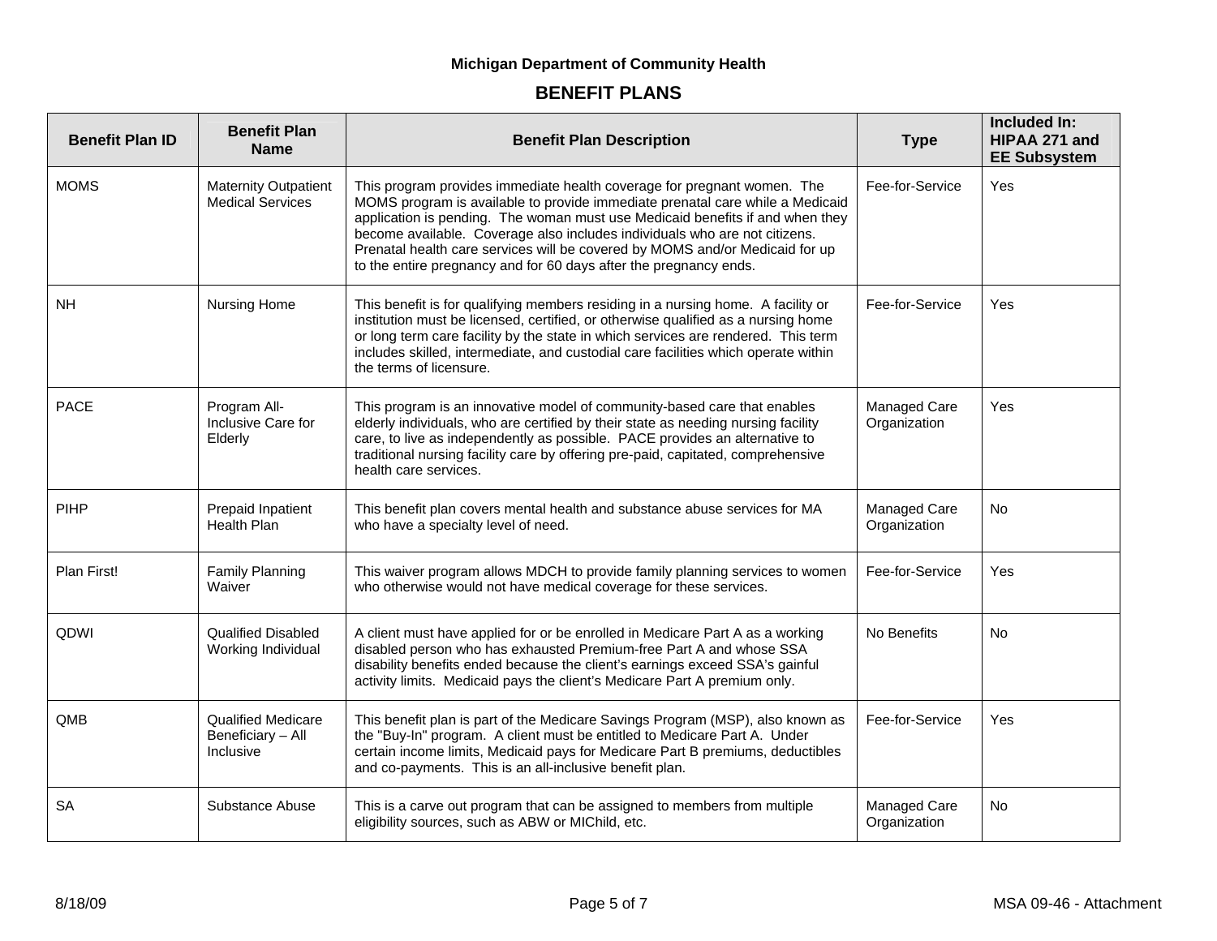Michigan Department of Community Health

## BENEFIT PLANS

| Benefit Plan ID | Benefit Plan Name | Benefit Plan Description | Type | Included In: HIPAA 271 and EE Subsystem |
|---|---|---|---|---|
| MOMS | Maternity Outpatient Medical Services | This program provides immediate health coverage for pregnant women. The MOMS program is available to provide immediate prenatal care while a Medicaid application is pending. The woman must use Medicaid benefits if and when they become available. Coverage also includes individuals who are not citizens. Prenatal health care services will be covered by MOMS and/or Medicaid for up to the entire pregnancy and for 60 days after the pregnancy ends. | Fee-for-Service | Yes |
| NH | Nursing Home | This benefit is for qualifying members residing in a nursing home. A facility or institution must be licensed, certified, or otherwise qualified as a nursing home or long term care facility by the state in which services are rendered. This term includes skilled, intermediate, and custodial care facilities which operate within the terms of licensure. | Fee-for-Service | Yes |
| PACE | Program All-Inclusive Care for Elderly | This program is an innovative model of community-based care that enables elderly individuals, who are certified by their state as needing nursing facility care, to live as independently as possible. PACE provides an alternative to traditional nursing facility care by offering pre-paid, capitated, comprehensive health care services. | Managed Care Organization | Yes |
| PIHP | Prepaid Inpatient Health Plan | This benefit plan covers mental health and substance abuse services for MA who have a specialty level of need. | Managed Care Organization | No |
| Plan First! | Family Planning Waiver | This waiver program allows MDCH to provide family planning services to women who otherwise would not have medical coverage for these services. | Fee-for-Service | Yes |
| QDWI | Qualified Disabled Working Individual | A client must have applied for or be enrolled in Medicare Part A as a working disabled person who has exhausted Premium-free Part A and whose SSA disability benefits ended because the client's earnings exceed SSA's gainful activity limits. Medicaid pays the client's Medicare Part A premium only. | No Benefits | No |
| QMB | Qualified Medicare Beneficiary – All Inclusive | This benefit plan is part of the Medicare Savings Program (MSP), also known as the "Buy-In" program. A client must be entitled to Medicare Part A. Under certain income limits, Medicaid pays for Medicare Part B premiums, deductibles and co-payments. This is an all-inclusive benefit plan. | Fee-for-Service | Yes |
| SA | Substance Abuse | This is a carve out program that can be assigned to members from multiple eligibility sources, such as ABW or MIChild, etc. | Managed Care Organization | No |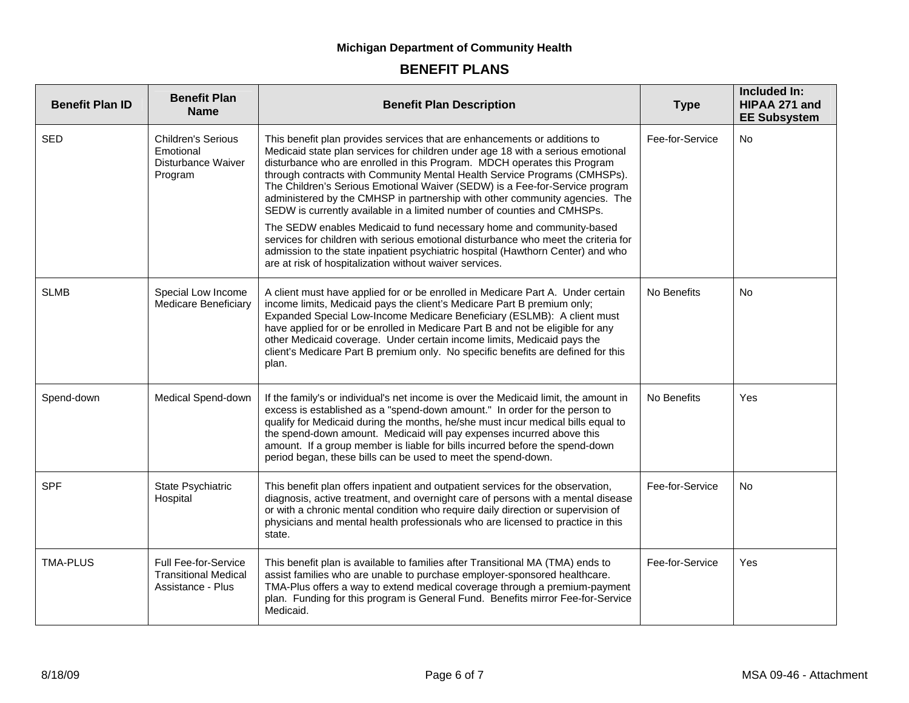Michigan Department of Community Health

## BENEFIT PLANS

| Benefit Plan ID | Benefit Plan Name | Benefit Plan Description | Type | Included In: HIPAA 271 and EE Subsystem |
|---|---|---|---|---|
| SED | Children's Serious Emotional Disturbance Waiver Program | This benefit plan provides services that are enhancements or additions to Medicaid state plan services for children under age 18 with a serious emotional disturbance who are enrolled in this Program. MDCH operates this Program through contracts with Community Mental Health Service Programs (CMHSPs). The Children's Serious Emotional Waiver (SEDW) is a Fee-for-Service program administered by the CMHSP in partnership with other community agencies. The SEDW is currently available in a limited number of counties and CMHSPs.<br><br>The SEDW enables Medicaid to fund necessary home and community-based services for children with serious emotional disturbance who meet the criteria for admission to the state inpatient psychiatric hospital (Hawthorn Center) and who are at risk of hospitalization without waiver services. | Fee-for-Service | No |
| SLMB | Special Low Income Medicare Beneficiary | A client must have applied for or be enrolled in Medicare Part A. Under certain income limits, Medicaid pays the client's Medicare Part B premium only; Expanded Special Low-Income Medicare Beneficiary (ESLMB): A client must have applied for or be enrolled in Medicare Part B and not be eligible for any other Medicaid coverage. Under certain income limits, Medicaid pays the client's Medicare Part B premium only. No specific benefits are defined for this plan. | No Benefits | No |
| Spend-down | Medical Spend-down | If the family's or individual's net income is over the Medicaid limit, the amount in excess is established as a "spend-down amount." In order for the person to qualify for Medicaid during the months, he/she must incur medical bills equal to the spend-down amount. Medicaid will pay expenses incurred above this amount. If a group member is liable for bills incurred before the spend-down period began, these bills can be used to meet the spend-down. | No Benefits | Yes |
| SPF | State Psychiatric Hospital | This benefit plan offers inpatient and outpatient services for the observation, diagnosis, active treatment, and overnight care of persons with a mental disease or with a chronic mental condition who require daily direction or supervision of physicians and mental health professionals who are licensed to practice in this state. | Fee-for-Service | No |
| TMA-PLUS | Full Fee-for-Service Transitional Medical Assistance - Plus | This benefit plan is available to families after Transitional MA (TMA) ends to assist families who are unable to purchase employer-sponsored healthcare. TMA-Plus offers a way to extend medical coverage through a premium-payment plan. Funding for this program is General Fund. Benefits mirror Fee-for-Service Medicaid. | Fee-for-Service | Yes |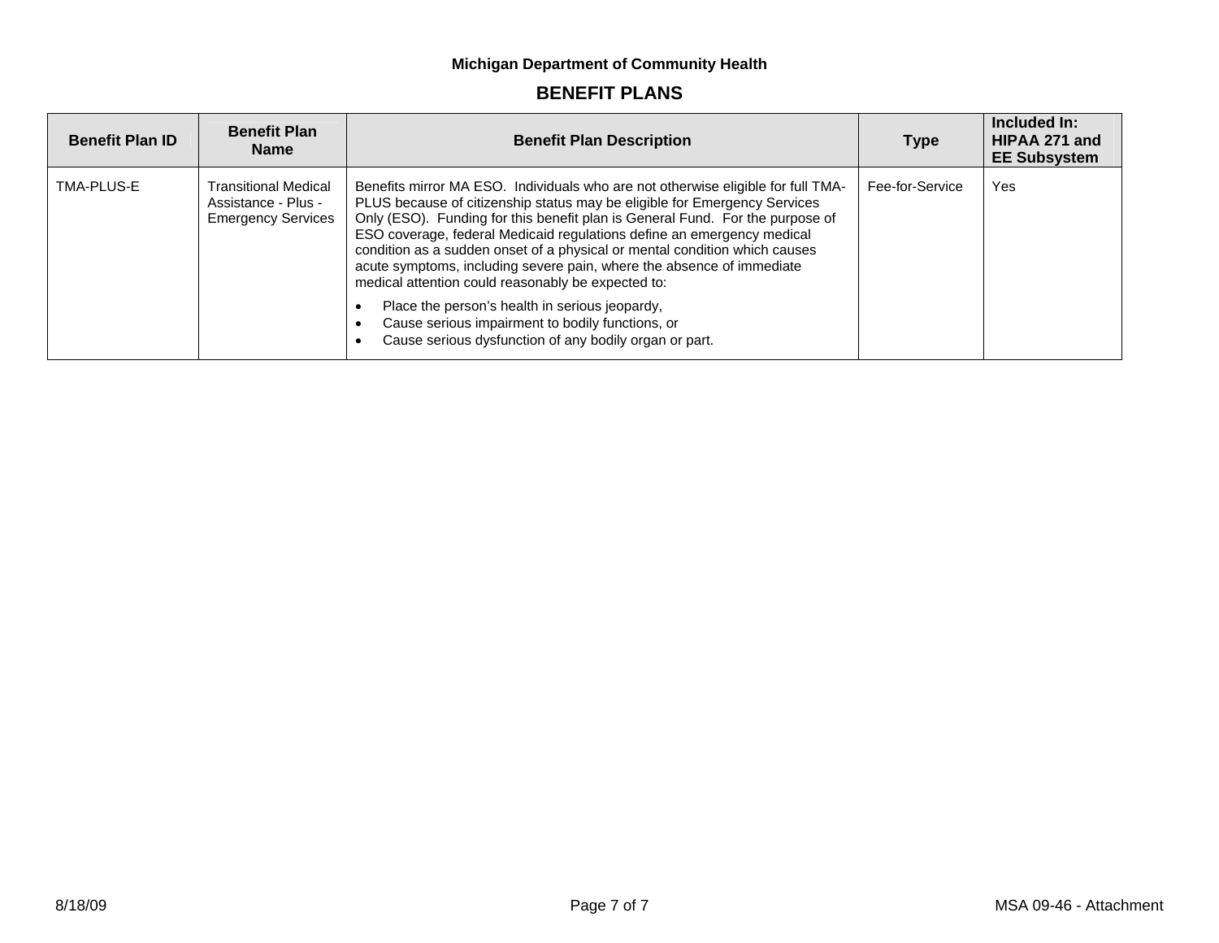Michigan Department of Community Health

## BENEFIT PLANS

| Benefit Plan ID | Benefit Plan Name | Benefit Plan Description | Type | Included In: HIPAA 271 and EE Subsystem |
|---|---|---|---|---|
| TMA-PLUS-E | Transitional Medical Assistance - Plus - Emergency Services | Benefits mirror MA ESO. Individuals who are not otherwise eligible for full TMA-PLUS because of citizenship status may be eligible for Emergency Services Only (ESO). Funding for this benefit plan is General Fund. For the purpose of ESO coverage, federal Medicaid regulations define an emergency medical condition as a sudden onset of a physical or mental condition which causes acute symptoms, including severe pain, where the absence of immediate medical attention could reasonably be expected to:<br>• Place the person's health in serious jeopardy,<br>• Cause serious impairment to bodily functions, or<br>• Cause serious dysfunction of any bodily organ or part. | Fee-for-Service | Yes |